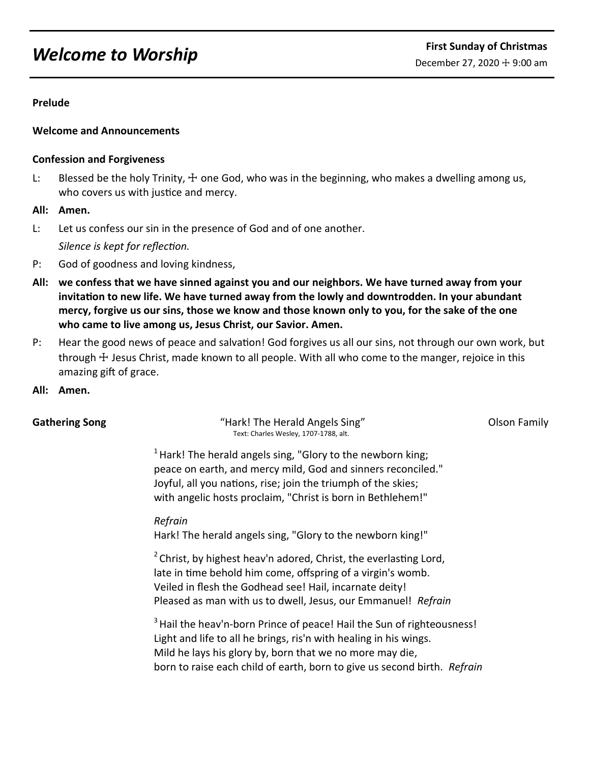# *Welcome to Worship*

**First Sunday of Christmas**

December 27, 2020 ☩ 9:00 am

**Prelude**

**Welcome and Announcements**

**Confession and Forgiveness**

L: Blessed be the holy Trinity, ☩ one God, who was in the beginning, who makes a dwelling among us, who covers us with justice and mercy.

**All: Amen.**

L: Let us confess our sin in the presence of God and of one another.

*Silence is kept for reflection.*

P: God of goodness and loving kindness,

**All: we confess that we have sinned against you and our neighbors. We have turned away from your invitation to new life. We have turned away from the lowly and downtrodden. In your abundant mercy, forgive us our sins, those we know and those known only to you, for the sake of the one who came to live among us, Jesus Christ, our Savior. Amen.**

P: Hear the good news of peace and salvation! God forgives us all our sins, not through our own work, but through ☩ Jesus Christ, made known to all people. With all who come to the manger, rejoice in this amazing gift of grace.

**All: Amen.**

**Gathering Song** "Hark! The Herald Angels Sing" Olson Family

Text: Charles Wesley, 1707-1788, alt.

[1] Hark! The herald angels sing, "Glory to the newborn king;
peace on earth, and mercy mild, God and sinners reconciled."
Joyful, all you nations, rise; join the triumph of the skies;
with angelic hosts proclaim, "Christ is born in Bethlehem!"

*Refrain*
Hark! The herald angels sing, "Glory to the newborn king!"

[2] Christ, by highest heav'n adored, Christ, the everlasting Lord,
late in time behold him come, offspring of a virgin's womb.
Veiled in flesh the Godhead see! Hail, incarnate deity!
Pleased as man with us to dwell, Jesus, our Emmanuel! *Refrain*

[3] Hail the heav'n-born Prince of peace! Hail the Sun of righteousness!
Light and life to all he brings, ris'n with healing in his wings.
Mild he lays his glory by, born that we no more may die,
born to raise each child of earth, born to give us second birth. *Refrain*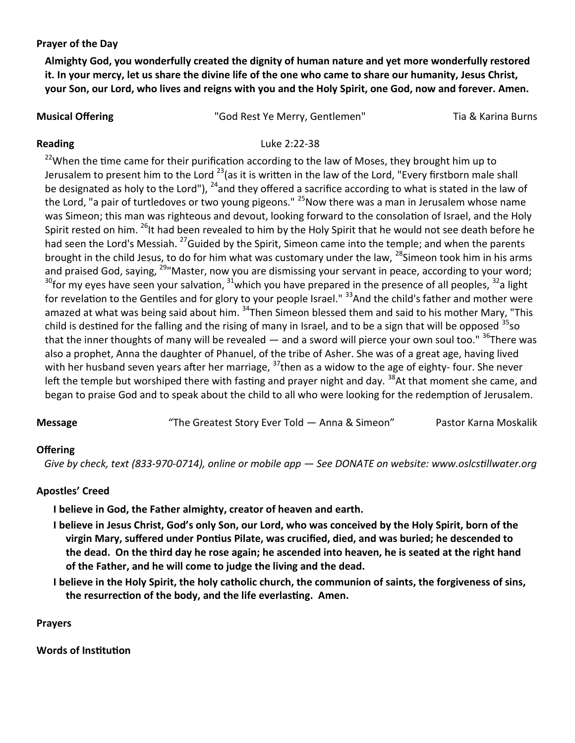**Prayer of the Day**

**Almighty God, you wonderfully created the dignity of human nature and yet more wonderfully restored it. In your mercy, let us share the divine life of the one who came to share our humanity, Jesus Christ, your Son, our Lord, who lives and reigns with you and the Holy Spirit, one God, now and forever. Amen.**

**Musical Offering** "God Rest Ye Merry, Gentlemen" Tia & Karina Burns

**Reading** Luke 2:22-38

22 When the time came for their purification according to the law of Moses, they brought him up to Jerusalem to present him to the Lord 23 (as it is written in the law of the Lord, "Every firstborn male shall be designated as holy to the Lord"), 24 and they offered a sacrifice according to what is stated in the law of the Lord, "a pair of turtledoves or two young pigeons." 25 Now there was a man in Jerusalem whose name was Simeon; this man was righteous and devout, looking forward to the consolation of Israel, and the Holy Spirit rested on him. 26 It had been revealed to him by the Holy Spirit that he would not see death before he had seen the Lord's Messiah. 27 Guided by the Spirit, Simeon came into the temple; and when the parents brought in the child Jesus, to do for him what was customary under the law, 28 Simeon took him in his arms and praised God, saying, 29 "Master, now you are dismissing your servant in peace, according to your word; 30 for my eyes have seen your salvation, 31 which you have prepared in the presence of all peoples, 32 a light for revelation to the Gentiles and for glory to your people Israel." 33 And the child's father and mother were amazed at what was being said about him. 34 Then Simeon blessed them and said to his mother Mary, "This child is destined for the falling and the rising of many in Israel, and to be a sign that will be opposed 35 so that the inner thoughts of many will be revealed — and a sword will pierce your own soul too." 36 There was also a prophet, Anna the daughter of Phanuel, of the tribe of Asher. She was of a great age, having lived with her husband seven years after her marriage, 37 then as a widow to the age of eighty- four. She never left the temple but worshiped there with fasting and prayer night and day. 38 At that moment she came, and began to praise God and to speak about the child to all who were looking for the redemption of Jerusalem.

**Message** "The Greatest Story Ever Told — Anna & Simeon" Pastor Karna Moskalik

**Offering**

*Give by check, text (833-970-0714), online or mobile app — See DONATE on website: www.oslcstillwater.org*

**Apostles' Creed**

**I believe in God, the Father almighty, creator of heaven and earth.**

**I believe in Jesus Christ, God's only Son, our Lord, who was conceived by the Holy Spirit, born of the virgin Mary, suffered under Pontius Pilate, was crucified, died, and was buried; he descended to the dead. On the third day he rose again; he ascended into heaven, he is seated at the right hand of the Father, and he will come to judge the living and the dead.**

**I believe in the Holy Spirit, the holy catholic church, the communion of saints, the forgiveness of sins, the resurrection of the body, and the life everlasting. Amen.**

**Prayers**

**Words of Institution**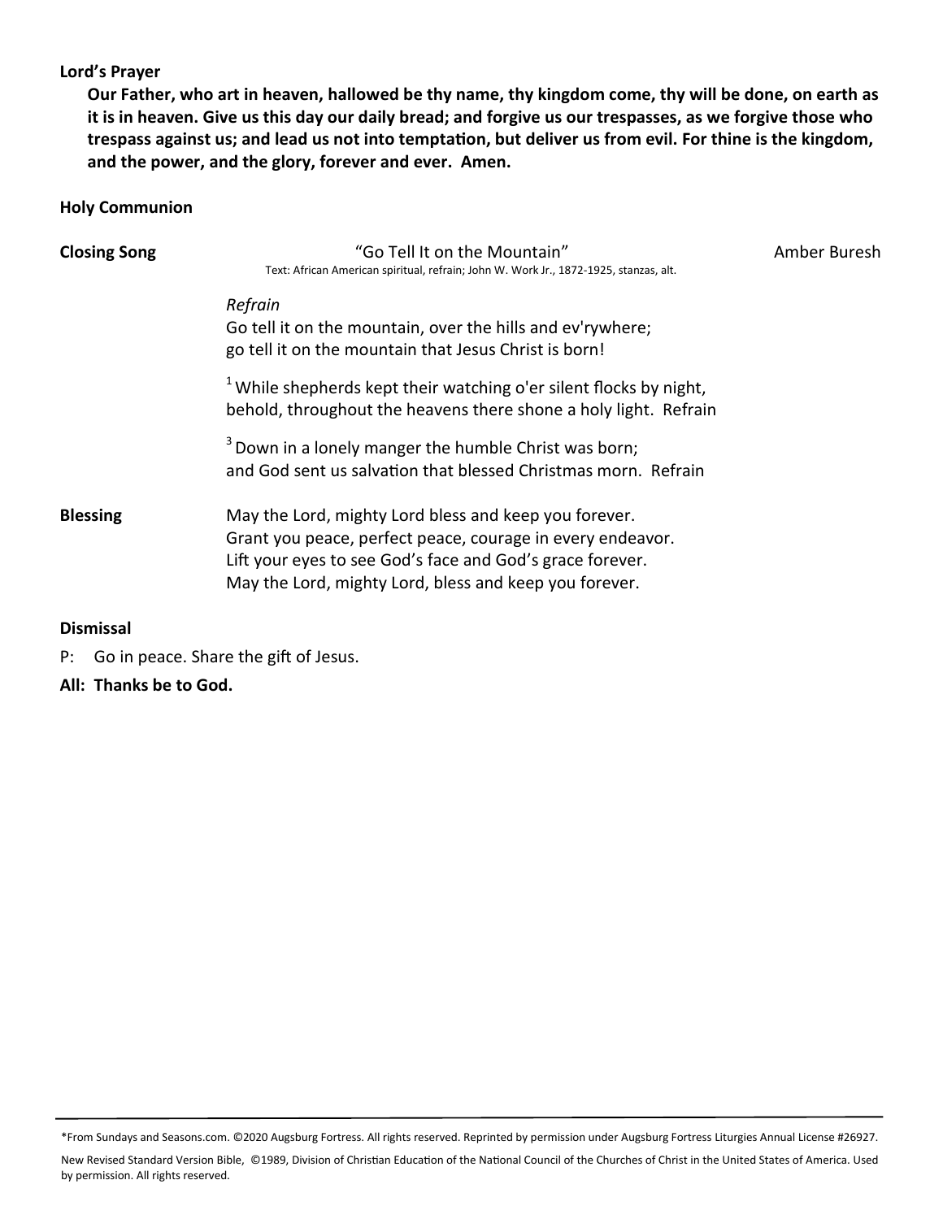**Lord's Prayer**

**Our Father, who art in heaven, hallowed be thy name, thy kingdom come, thy will be done, on earth as it is in heaven. Give us this day our daily bread; and forgive us our trespasses, as we forgive those who trespass against us; and lead us not into temptation, but deliver us from evil. For thine is the kingdom, and the power, and the glory, forever and ever. Amen.**

**Holy Communion**

**Closing Song** "Go Tell It on the Mountain" Amber Buresh

Text: African American spiritual, refrain; John W. Work Jr., 1872-1925, stanzas, alt.

*Refrain*
Go tell it on the mountain, over the hills and ev'rywhere;
go tell it on the mountain that Jesus Christ is born!

[1] While shepherds kept their watching o'er silent flocks by night,
behold, throughout the heavens there shone a holy light. Refrain

[3] Down in a lonely manger the humble Christ was born;
and God sent us salvation that blessed Christmas morn. Refrain

**Blessing**

May the Lord, mighty Lord bless and keep you forever.
Grant you peace, perfect peace, courage in every endeavor.
Lift your eyes to see God's face and God's grace forever.
May the Lord, mighty Lord, bless and keep you forever.

**Dismissal**

P: Go in peace. Share the gift of Jesus.

**All: Thanks be to God.**

---

*From Sundays and Seasons.com. ©2020 Augsburg Fortress. All rights reserved. Reprinted by permission under Augsburg Fortress Liturgies Annual License #26927.

New Revised Standard Version Bible, ©1989, Division of Christian Education of the National Council of the Churches of Christ in the United States of America. Used by permission. All rights reserved.